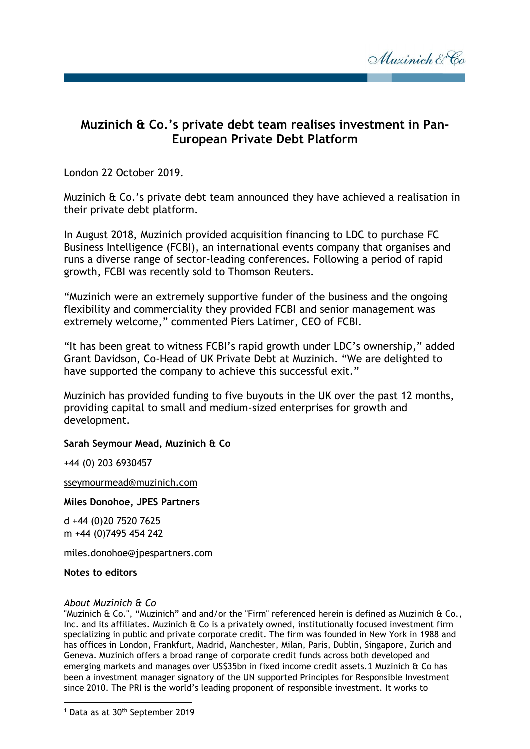# Muzinich & Co.'s private debt team realises investment in Pan-European Private Debt Platform

London 22 October 2019.

Muzinich & Co.'s private debt team announced they have achieved a realisation in their private debt platform.

In August 2018, Muzinich provided acquisition financing to LDC to purchase FC Business Intelligence (FCBI), an international events company that organises and runs a diverse range of sector-leading conferences. Following a period of rapid growth, FCBI was recently sold to Thomson Reuters.

"Muzinich were an extremely supportive funder of the business and the ongoing flexibility and commerciality they provided FCBI and senior management was extremely welcome," commented Piers Latimer, CEO of FCBI.

"It has been great to witness FCBI's rapid growth under LDC's ownership," added Grant Davidson, Co-Head of UK Private Debt at Muzinich. "We are delighted to have supported the company to achieve this successful exit."

Muzinich has provided funding to five buyouts in the UK over the past 12 months, providing capital to small and medium-sized enterprises for growth and development.

**Sarah Seymour Mead, Muzinich & Co**

+44 (0) 203 6930457

sseymourmead@muzinich.com

**Miles Donohoe, JPES Partners**

d +44 (0)20 7520 7625
m +44 (0)7495 454 242

miles.donohoe@jpespartners.com

**Notes to editors**

*About Muzinich & Co*

"Muzinich & Co.", "Muzinich" and and/or the "Firm" referenced herein is defined as Muzinich & Co., Inc. and its affiliates. Muzinich & Co is a privately owned, institutionally focused investment firm specializing in public and private corporate credit. The firm was founded in New York in 1988 and has offices in London, Frankfurt, Madrid, Manchester, Milan, Paris, Dublin, Singapore, Zurich and Geneva. Muzinich offers a broad range of corporate credit funds across both developed and emerging markets and manages over US$35bn in fixed income credit assets.[1] Muzinich & Co has been a investment manager signatory of the UN supported Principles for Responsible Investment since 2010. The PRI is the world's leading proponent of responsible investment. It works to

[1] Data as at 30th September 2019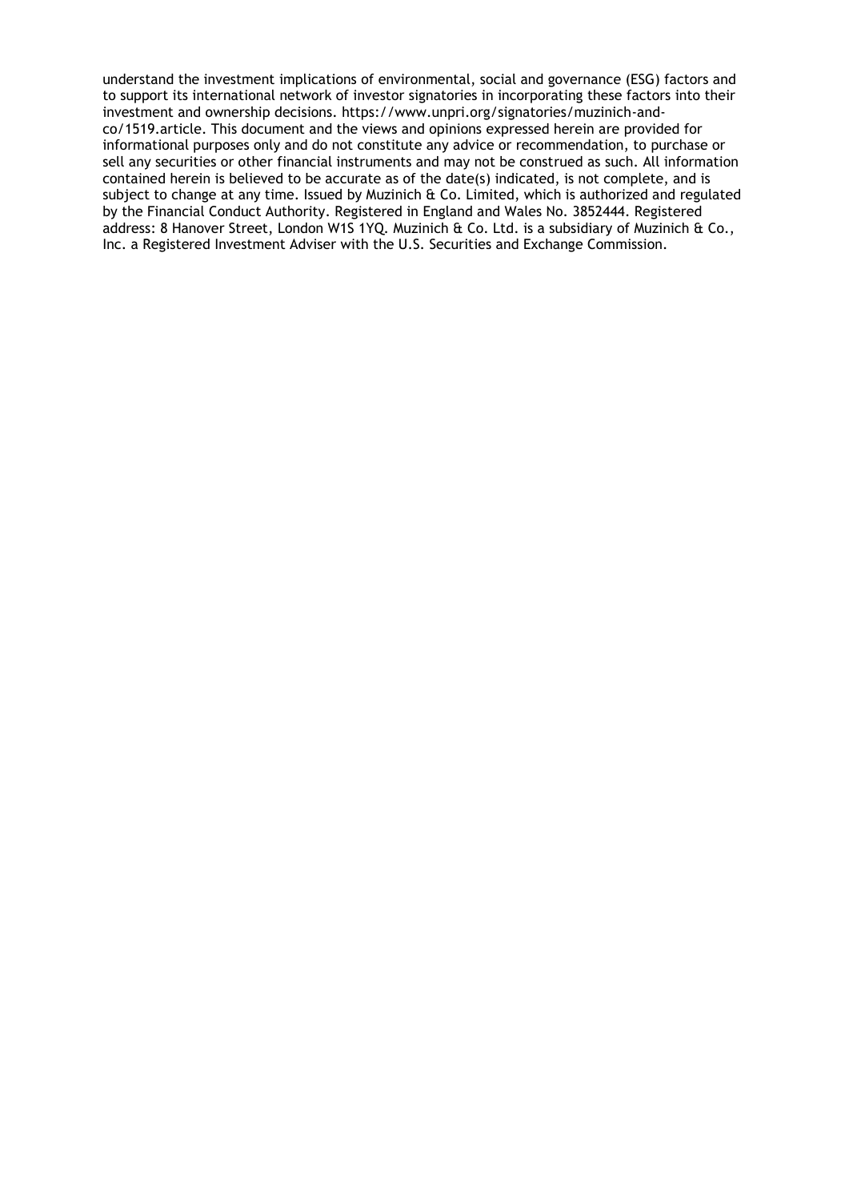understand the investment implications of environmental, social and governance (ESG) factors and to support its international network of investor signatories in incorporating these factors into their investment and ownership decisions. https://www.unpri.org/signatories/muzinich-and-co/1519.article. This document and the views and opinions expressed herein are provided for informational purposes only and do not constitute any advice or recommendation, to purchase or sell any securities or other financial instruments and may not be construed as such. All information contained herein is believed to be accurate as of the date(s) indicated, is not complete, and is subject to change at any time. Issued by Muzinich & Co. Limited, which is authorized and regulated by the Financial Conduct Authority. Registered in England and Wales No. 3852444. Registered address: 8 Hanover Street, London W1S 1YQ. Muzinich & Co. Ltd. is a subsidiary of Muzinich & Co., Inc. a Registered Investment Adviser with the U.S. Securities and Exchange Commission.